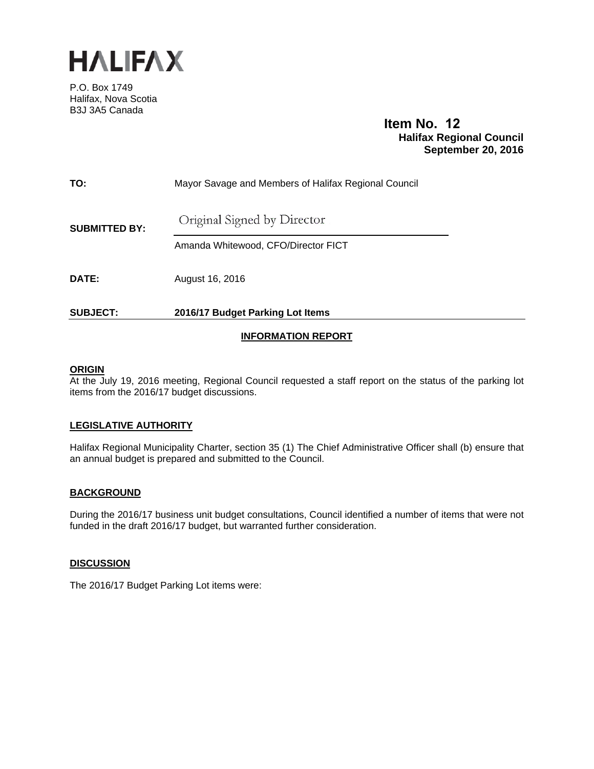# HALIFAX

P.O. Box 1749
Halifax, Nova Scotia
B3J 3A5 Canada

**Item No. 12**
**Halifax Regional Council**
**September 20, 2016**

**TO:** Mayor Savage and Members of Halifax Regional Council

**SUBMITTED BY:** Original Signed by Director

Amanda Whitewood, CFO/Director FICT

**DATE:** August 16, 2016

**SUBJECT: 2016/17 Budget Parking Lot Items**

## INFORMATION REPORT

## ORIGIN

At the July 19, 2016 meeting, Regional Council requested a staff report on the status of the parking lot items from the 2016/17 budget discussions.

## LEGISLATIVE AUTHORITY

Halifax Regional Municipality Charter, section 35 (1) The Chief Administrative Officer shall (b) ensure that an annual budget is prepared and submitted to the Council.

## BACKGROUND

During the 2016/17 business unit budget consultations, Council identified a number of items that were not funded in the draft 2016/17 budget, but warranted further consideration.

## DISCUSSION

The 2016/17 Budget Parking Lot items were: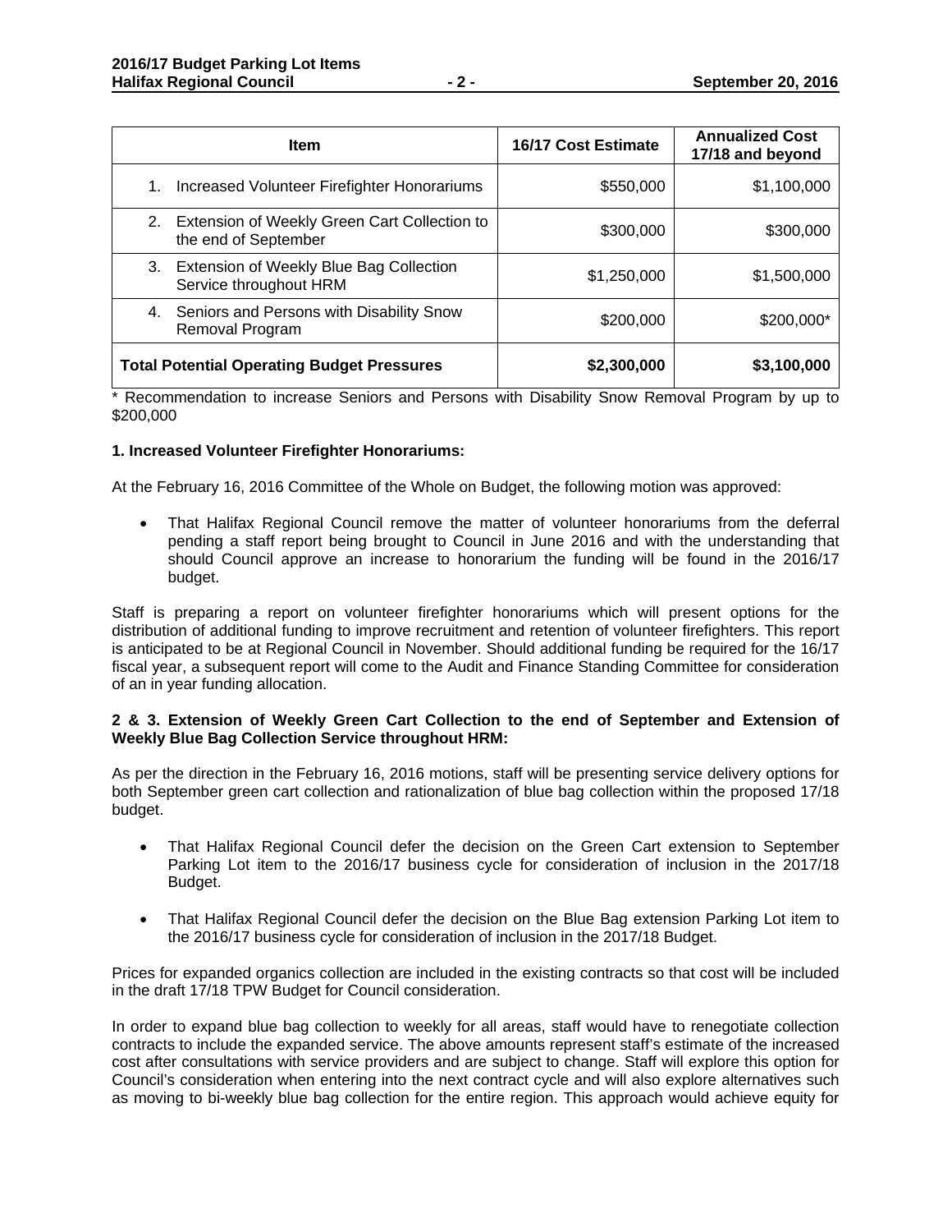| Item | 16/17 Cost Estimate | Annualized Cost 17/18 and beyond |
|---|---|---|
| 1. Increased Volunteer Firefighter Honorariums | $550,000 | $1,100,000 |
| 2. Extension of Weekly Green Cart Collection to the end of September | $300,000 | $300,000 |
| 3. Extension of Weekly Blue Bag Collection Service throughout HRM | $1,250,000 | $1,500,000 |
| 4. Seniors and Persons with Disability Snow Removal Program | $200,000 | $200,000* |
| **Total Potential Operating Budget Pressures** | **$2,300,000** | **$3,100,000** |

\* Recommendation to increase Seniors and Persons with Disability Snow Removal Program by up to $200,000

**1. Increased Volunteer Firefighter Honorariums:**

At the February 16, 2016 Committee of the Whole on Budget, the following motion was approved:

- That Halifax Regional Council remove the matter of volunteer honorariums from the deferral pending a staff report being brought to Council in June 2016 and with the understanding that should Council approve an increase to honorarium the funding will be found in the 2016/17 budget.

Staff is preparing a report on volunteer firefighter honorariums which will present options for the distribution of additional funding to improve recruitment and retention of volunteer firefighters. This report is anticipated to be at Regional Council in November. Should additional funding be required for the 16/17 fiscal year, a subsequent report will come to the Audit and Finance Standing Committee for consideration of an in year funding allocation.

**2 & 3. Extension of Weekly Green Cart Collection to the end of September and Extension of Weekly Blue Bag Collection Service throughout HRM:**

As per the direction in the February 16, 2016 motions, staff will be presenting service delivery options for both September green cart collection and rationalization of blue bag collection within the proposed 17/18 budget.

- That Halifax Regional Council defer the decision on the Green Cart extension to September Parking Lot item to the 2016/17 business cycle for consideration of inclusion in the 2017/18 Budget.

- That Halifax Regional Council defer the decision on the Blue Bag extension Parking Lot item to the 2016/17 business cycle for consideration of inclusion in the 2017/18 Budget.

Prices for expanded organics collection are included in the existing contracts so that cost will be included in the draft 17/18 TPW Budget for Council consideration.

In order to expand blue bag collection to weekly for all areas, staff would have to renegotiate collection contracts to include the expanded service. The above amounts represent staff's estimate of the increased cost after consultations with service providers and are subject to change. Staff will explore this option for Council's consideration when entering into the next contract cycle and will also explore alternatives such as moving to bi-weekly blue bag collection for the entire region. This approach would achieve equity for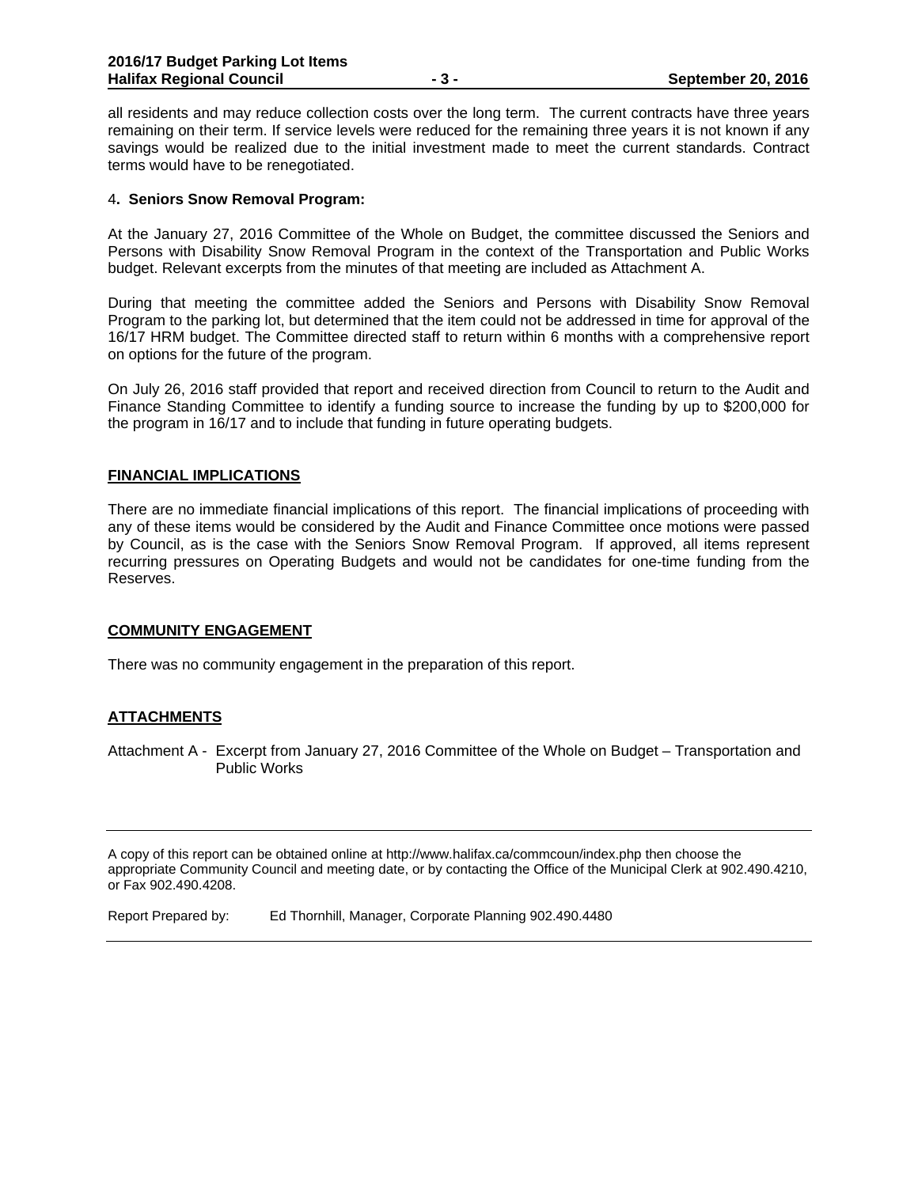all residents and may reduce collection costs over the long term. The current contracts have three years remaining on their term. If service levels were reduced for the remaining three years it is not known if any savings would be realized due to the initial investment made to meet the current standards. Contract terms would have to be renegotiated.

4**. Seniors Snow Removal Program:**

At the January 27, 2016 Committee of the Whole on Budget, the committee discussed the Seniors and Persons with Disability Snow Removal Program in the context of the Transportation and Public Works budget. Relevant excerpts from the minutes of that meeting are included as Attachment A.

During that meeting the committee added the Seniors and Persons with Disability Snow Removal Program to the parking lot, but determined that the item could not be addressed in time for approval of the 16/17 HRM budget. The Committee directed staff to return within 6 months with a comprehensive report on options for the future of the program.

On July 26, 2016 staff provided that report and received direction from Council to return to the Audit and Finance Standing Committee to identify a funding source to increase the funding by up to $200,000 for the program in 16/17 and to include that funding in future operating budgets.

## FINANCIAL IMPLICATIONS

There are no immediate financial implications of this report. The financial implications of proceeding with any of these items would be considered by the Audit and Finance Committee once motions were passed by Council, as is the case with the Seniors Snow Removal Program. If approved, all items represent recurring pressures on Operating Budgets and would not be candidates for one-time funding from the Reserves.

## COMMUNITY ENGAGEMENT

There was no community engagement in the preparation of this report.

## ATTACHMENTS

Attachment A - Excerpt from January 27, 2016 Committee of the Whole on Budget – Transportation and Public Works

---

A copy of this report can be obtained online at http://www.halifax.ca/commcoun/index.php then choose the appropriate Community Council and meeting date, or by contacting the Office of the Municipal Clerk at 902.490.4210, or Fax 902.490.4208.

Report Prepared by: Ed Thornhill, Manager, Corporate Planning 902.490.4480

---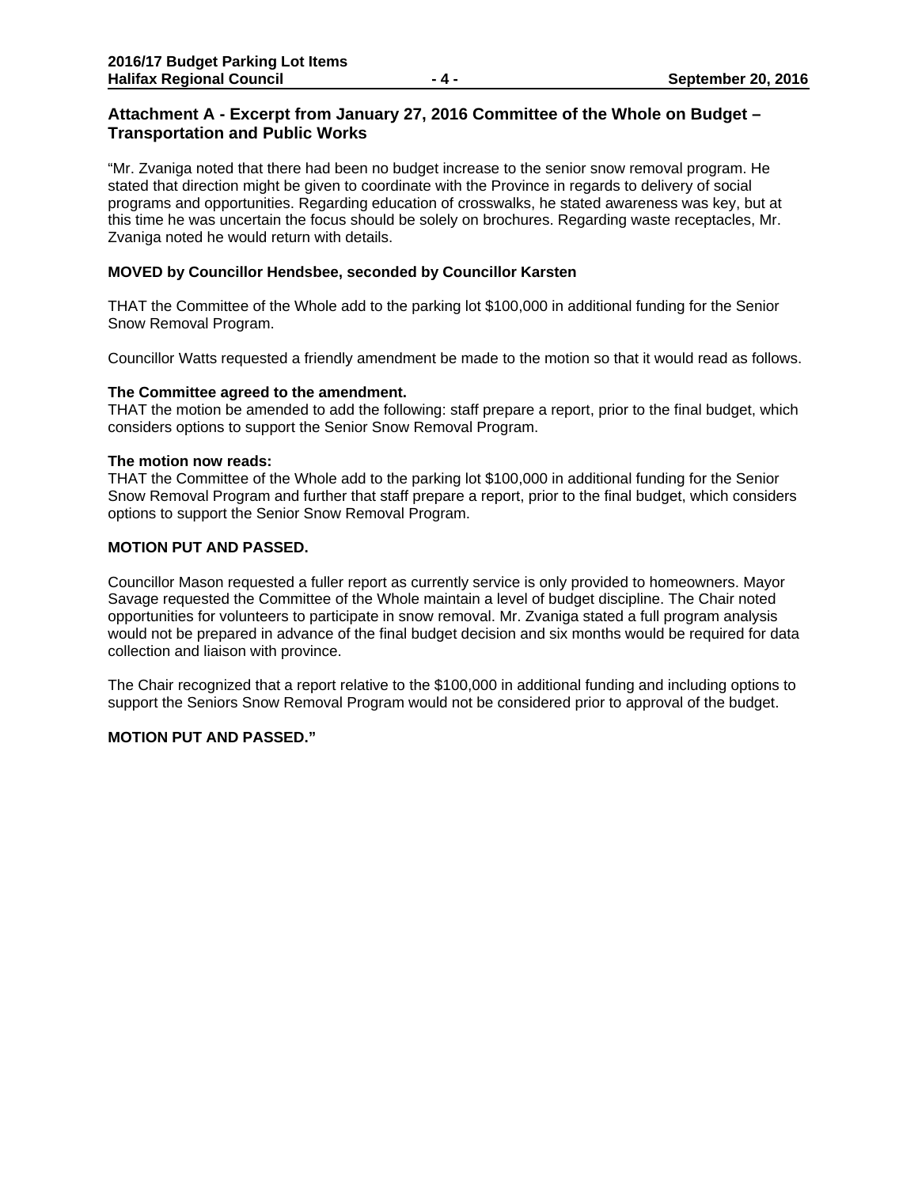## Attachment A - Excerpt from January 27, 2016 Committee of the Whole on Budget – Transportation and Public Works

"Mr. Zvaniga noted that there had been no budget increase to the senior snow removal program. He stated that direction might be given to coordinate with the Province in regards to delivery of social programs and opportunities. Regarding education of crosswalks, he stated awareness was key, but at this time he was uncertain the focus should be solely on brochures. Regarding waste receptacles, Mr. Zvaniga noted he would return with details.

**MOVED by Councillor Hendsbee, seconded by Councillor Karsten**

THAT the Committee of the Whole add to the parking lot $100,000 in additional funding for the Senior Snow Removal Program.

Councillor Watts requested a friendly amendment be made to the motion so that it would read as follows.

**The Committee agreed to the amendment.**
THAT the motion be amended to add the following: staff prepare a report, prior to the final budget, which considers options to support the Senior Snow Removal Program.

**The motion now reads:**
THAT the Committee of the Whole add to the parking lot $100,000 in additional funding for the Senior Snow Removal Program and further that staff prepare a report, prior to the final budget, which considers options to support the Senior Snow Removal Program.

**MOTION PUT AND PASSED.**

Councillor Mason requested a fuller report as currently service is only provided to homeowners. Mayor Savage requested the Committee of the Whole maintain a level of budget discipline. The Chair noted opportunities for volunteers to participate in snow removal. Mr. Zvaniga stated a full program analysis would not be prepared in advance of the final budget decision and six months would be required for data collection and liaison with province.

The Chair recognized that a report relative to the $100,000 in additional funding and including options to support the Seniors Snow Removal Program would not be considered prior to approval of the budget.

**MOTION PUT AND PASSED."**